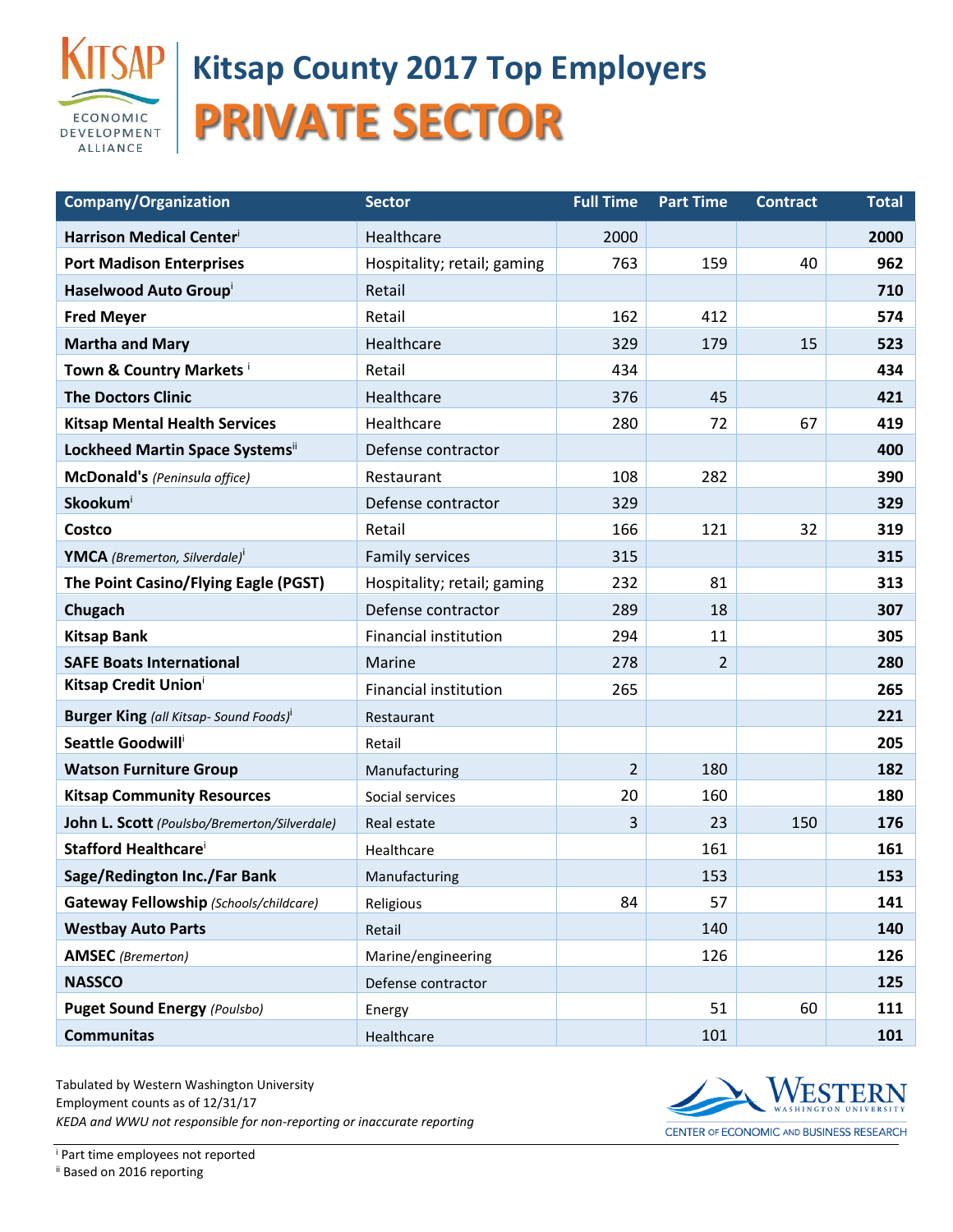# Kitsap County 2017 Top Employers

## PRIVATE SECTOR

| Company/Organization | Sector | Full Time | Part Time | Contract | Total |
|---|---|---|---|---|---|
| **Harrison Medical Center**[i] | Healthcare | 2000 | | | **2000** |
| **Port Madison Enterprises** | Hospitality; retail; gaming | 763 | 159 | 40 | **962** |
| **Haselwood Auto Group**[i] | Retail | | | | **710** |
| **Fred Meyer** | Retail | 162 | 412 | | **574** |
| **Martha and Mary** | Healthcare | 329 | 179 | 15 | **523** |
| **Town & Country Markets** [i] | Retail | 434 | | | **434** |
| **The Doctors Clinic** | Healthcare | 376 | 45 | | **421** |
| **Kitsap Mental Health Services** | Healthcare | 280 | 72 | 67 | **419** |
| **Lockheed Martin Space Systems**[ii] | Defense contractor | | | | **400** |
| **McDonald's** *(Peninsula office)* | Restaurant | 108 | 282 | | **390** |
| **Skookum**[i] | Defense contractor | 329 | | | **329** |
| **Costco** | Retail | 166 | 121 | 32 | **319** |
| **YMCA** *(Bremerton, Silverdale)*[i] | Family services | 315 | | | **315** |
| **The Point Casino/Flying Eagle (PGST)** | Hospitality; retail; gaming | 232 | 81 | | **313** |
| **Chugach** | Defense contractor | 289 | 18 | | **307** |
| **Kitsap Bank** | Financial institution | 294 | 11 | | **305** |
| **SAFE Boats International** | Marine | 278 | 2 | | **280** |
| **Kitsap Credit Union**[i] | Financial institution | 265 | | | **265** |
| **Burger King** *(all Kitsap- Sound Foods)*[i] | Restaurant | | | | **221** |
| **Seattle Goodwill**[i] | Retail | | | | **205** |
| **Watson Furniture Group** | Manufacturing | 2 | 180 | | **182** |
| **Kitsap Community Resources** | Social services | 20 | 160 | | **180** |
| **John L. Scott** *(Poulsbo/Bremerton/Silverdale)* | Real estate | 3 | 23 | 150 | **176** |
| **Stafford Healthcare**[i] | Healthcare | | 161 | | **161** |
| **Sage/Redington Inc./Far Bank** | Manufacturing | | 153 | | **153** |
| **Gateway Fellowship** *(Schools/childcare)* | Religious | 84 | 57 | | **141** |
| **Westbay Auto Parts** | Retail | | 140 | | **140** |
| **AMSEC** *(Bremerton)* | Marine/engineering | | 126 | | **126** |
| **NASSCO** | Defense contractor | | | | **125** |
| **Puget Sound Energy** *(Poulsbo)* | Energy | | 51 | 60 | **111** |
| **Communitas** | Healthcare | | 101 | | **101** |

Tabulated by Western Washington University
Employment counts as of 12/31/17
*KEDA and WWU not responsible for non-reporting or inaccurate reporting*

WESTERN WASHINGTON UNIVERSITY
CENTER OF ECONOMIC AND BUSINESS RESEARCH

[i] Part time employees not reported
[ii] Based on 2016 reporting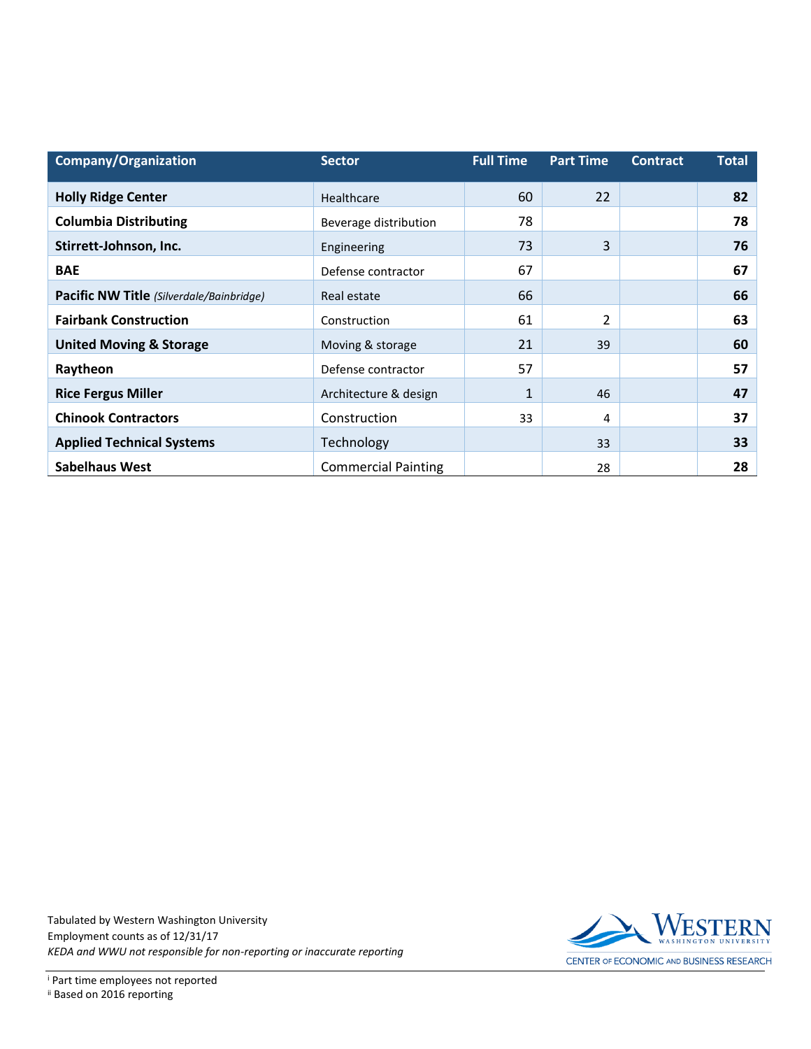| Company/Organization | Sector | Full Time | Part Time | Contract | Total |
|---|---|---|---|---|---|
| **Holly Ridge Center** | Healthcare | 60 | 22 | | **82** |
| **Columbia Distributing** | Beverage distribution | 78 | | | **78** |
| **Stirrett-Johnson, Inc.** | Engineering | 73 | 3 | | **76** |
| **BAE** | Defense contractor | 67 | | | **67** |
| **Pacific NW Title** *(Silverdale/Bainbridge)* | Real estate | 66 | | | **66** |
| **Fairbank Construction** | Construction | 61 | 2 | | **63** |
| **United Moving & Storage** | Moving & storage | 21 | 39 | | **60** |
| **Raytheon** | Defense contractor | 57 | | | **57** |
| **Rice Fergus Miller** | Architecture & design | 1 | 46 | | **47** |
| **Chinook Contractors** | Construction | 33 | 4 | | **37** |
| **Applied Technical Systems** | Technology | | 33 | | **33** |
| **Sabelhaus West** | Commercial Painting | | 28 | | **28** |

Tabulated by Western Washington University
Employment counts as of 12/31/17
*KEDA and WWU not responsible for non-reporting or inaccurate reporting*

WESTERN WASHINGTON UNIVERSITY
CENTER OF ECONOMIC AND BUSINESS RESEARCH

[i] Part time employees not reported
[ii] Based on 2016 reporting